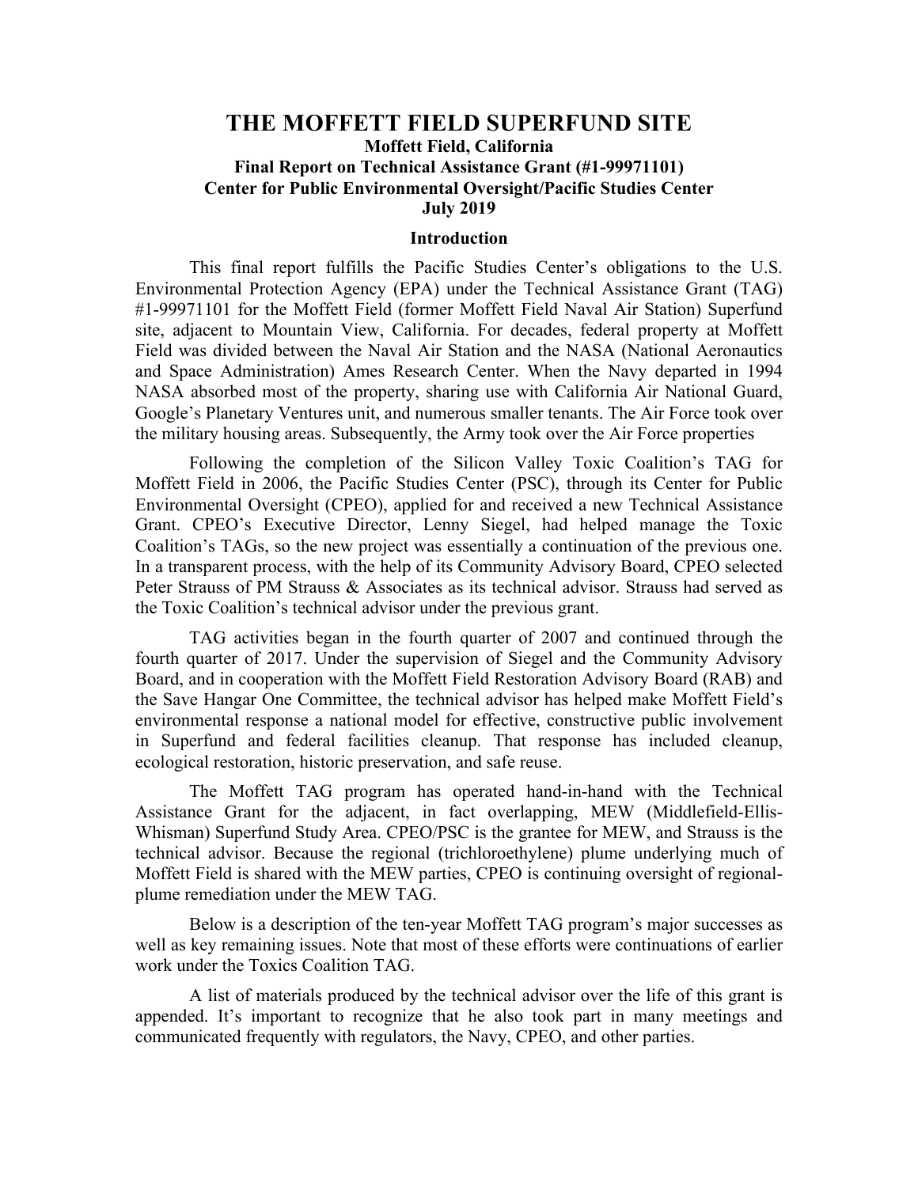# THE MOFFETT FIELD SUPERFUND SITE

**Moffett Field, California**
**Final Report on Technical Assistance Grant (#1-99971101)**
**Center for Public Environmental Oversight/Pacific Studies Center**
**July 2019**

## Introduction

This final report fulfills the Pacific Studies Center's obligations to the U.S. Environmental Protection Agency (EPA) under the Technical Assistance Grant (TAG) #1-99971101 for the Moffett Field (former Moffett Field Naval Air Station) Superfund site, adjacent to Mountain View, California. For decades, federal property at Moffett Field was divided between the Naval Air Station and the NASA (National Aeronautics and Space Administration) Ames Research Center. When the Navy departed in 1994 NASA absorbed most of the property, sharing use with California Air National Guard, Google's Planetary Ventures unit, and numerous smaller tenants. The Air Force took over the military housing areas. Subsequently, the Army took over the Air Force properties

Following the completion of the Silicon Valley Toxic Coalition's TAG for Moffett Field in 2006, the Pacific Studies Center (PSC), through its Center for Public Environmental Oversight (CPEO), applied for and received a new Technical Assistance Grant. CPEO's Executive Director, Lenny Siegel, had helped manage the Toxic Coalition's TAGs, so the new project was essentially a continuation of the previous one. In a transparent process, with the help of its Community Advisory Board, CPEO selected Peter Strauss of PM Strauss & Associates as its technical advisor. Strauss had served as the Toxic Coalition's technical advisor under the previous grant.

TAG activities began in the fourth quarter of 2007 and continued through the fourth quarter of 2017. Under the supervision of Siegel and the Community Advisory Board, and in cooperation with the Moffett Field Restoration Advisory Board (RAB) and the Save Hangar One Committee, the technical advisor has helped make Moffett Field's environmental response a national model for effective, constructive public involvement in Superfund and federal facilities cleanup. That response has included cleanup, ecological restoration, historic preservation, and safe reuse.

The Moffett TAG program has operated hand-in-hand with the Technical Assistance Grant for the adjacent, in fact overlapping, MEW (Middlefield-Ellis-Whisman) Superfund Study Area. CPEO/PSC is the grantee for MEW, and Strauss is the technical advisor. Because the regional (trichloroethylene) plume underlying much of Moffett Field is shared with the MEW parties, CPEO is continuing oversight of regional-plume remediation under the MEW TAG.

Below is a description of the ten-year Moffett TAG program's major successes as well as key remaining issues. Note that most of these efforts were continuations of earlier work under the Toxics Coalition TAG.

A list of materials produced by the technical advisor over the life of this grant is appended. It's important to recognize that he also took part in many meetings and communicated frequently with regulators, the Navy, CPEO, and other parties.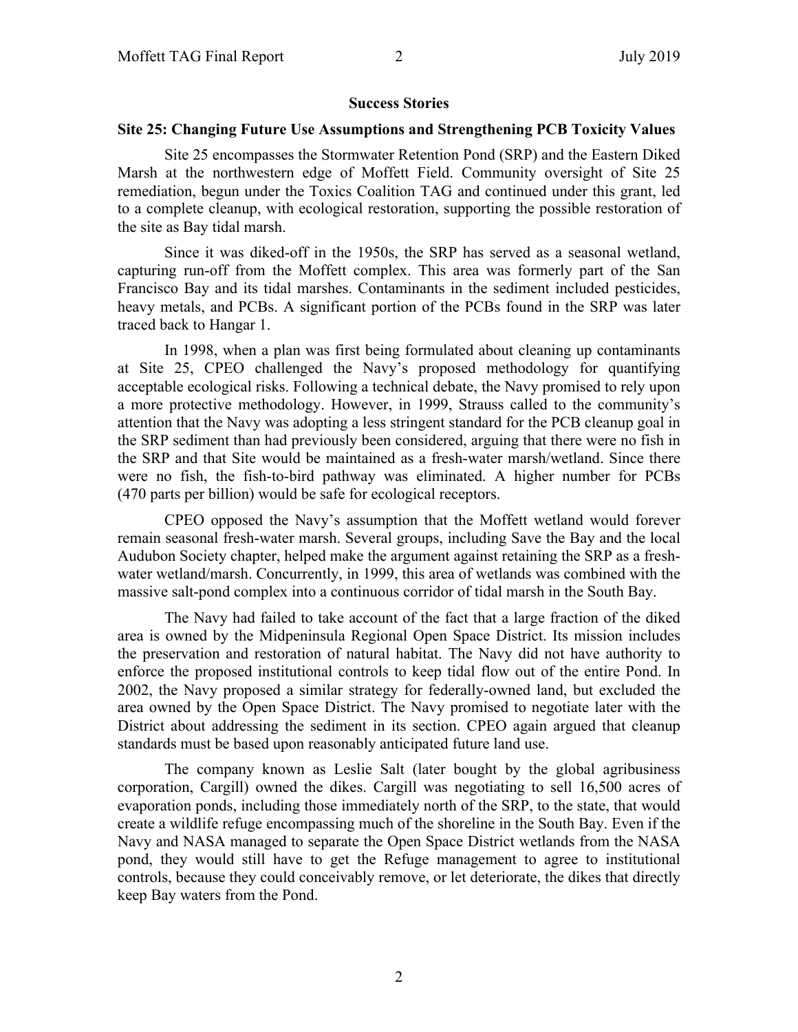## Success Stories

### Site 25: Changing Future Use Assumptions and Strengthening PCB Toxicity Values

Site 25 encompasses the Stormwater Retention Pond (SRP) and the Eastern Diked Marsh at the northwestern edge of Moffett Field. Community oversight of Site 25 remediation, begun under the Toxics Coalition TAG and continued under this grant, led to a complete cleanup, with ecological restoration, supporting the possible restoration of the site as Bay tidal marsh.

Since it was diked-off in the 1950s, the SRP has served as a seasonal wetland, capturing run-off from the Moffett complex. This area was formerly part of the San Francisco Bay and its tidal marshes. Contaminants in the sediment included pesticides, heavy metals, and PCBs. A significant portion of the PCBs found in the SRP was later traced back to Hangar 1.

In 1998, when a plan was first being formulated about cleaning up contaminants at Site 25, CPEO challenged the Navy's proposed methodology for quantifying acceptable ecological risks. Following a technical debate, the Navy promised to rely upon a more protective methodology. However, in 1999, Strauss called to the community's attention that the Navy was adopting a less stringent standard for the PCB cleanup goal in the SRP sediment than had previously been considered, arguing that there were no fish in the SRP and that Site would be maintained as a fresh-water marsh/wetland. Since there were no fish, the fish-to-bird pathway was eliminated. A higher number for PCBs (470 parts per billion) would be safe for ecological receptors.

CPEO opposed the Navy's assumption that the Moffett wetland would forever remain seasonal fresh-water marsh. Several groups, including Save the Bay and the local Audubon Society chapter, helped make the argument against retaining the SRP as a fresh-water wetland/marsh. Concurrently, in 1999, this area of wetlands was combined with the massive salt-pond complex into a continuous corridor of tidal marsh in the South Bay.

The Navy had failed to take account of the fact that a large fraction of the diked area is owned by the Midpeninsula Regional Open Space District. Its mission includes the preservation and restoration of natural habitat. The Navy did not have authority to enforce the proposed institutional controls to keep tidal flow out of the entire Pond. In 2002, the Navy proposed a similar strategy for federally-owned land, but excluded the area owned by the Open Space District. The Navy promised to negotiate later with the District about addressing the sediment in its section. CPEO again argued that cleanup standards must be based upon reasonably anticipated future land use.

The company known as Leslie Salt (later bought by the global agribusiness corporation, Cargill) owned the dikes. Cargill was negotiating to sell 16,500 acres of evaporation ponds, including those immediately north of the SRP, to the state, that would create a wildlife refuge encompassing much of the shoreline in the South Bay. Even if the Navy and NASA managed to separate the Open Space District wetlands from the NASA pond, they would still have to get the Refuge management to agree to institutional controls, because they could conceivably remove, or let deteriorate, the dikes that directly keep Bay waters from the Pond.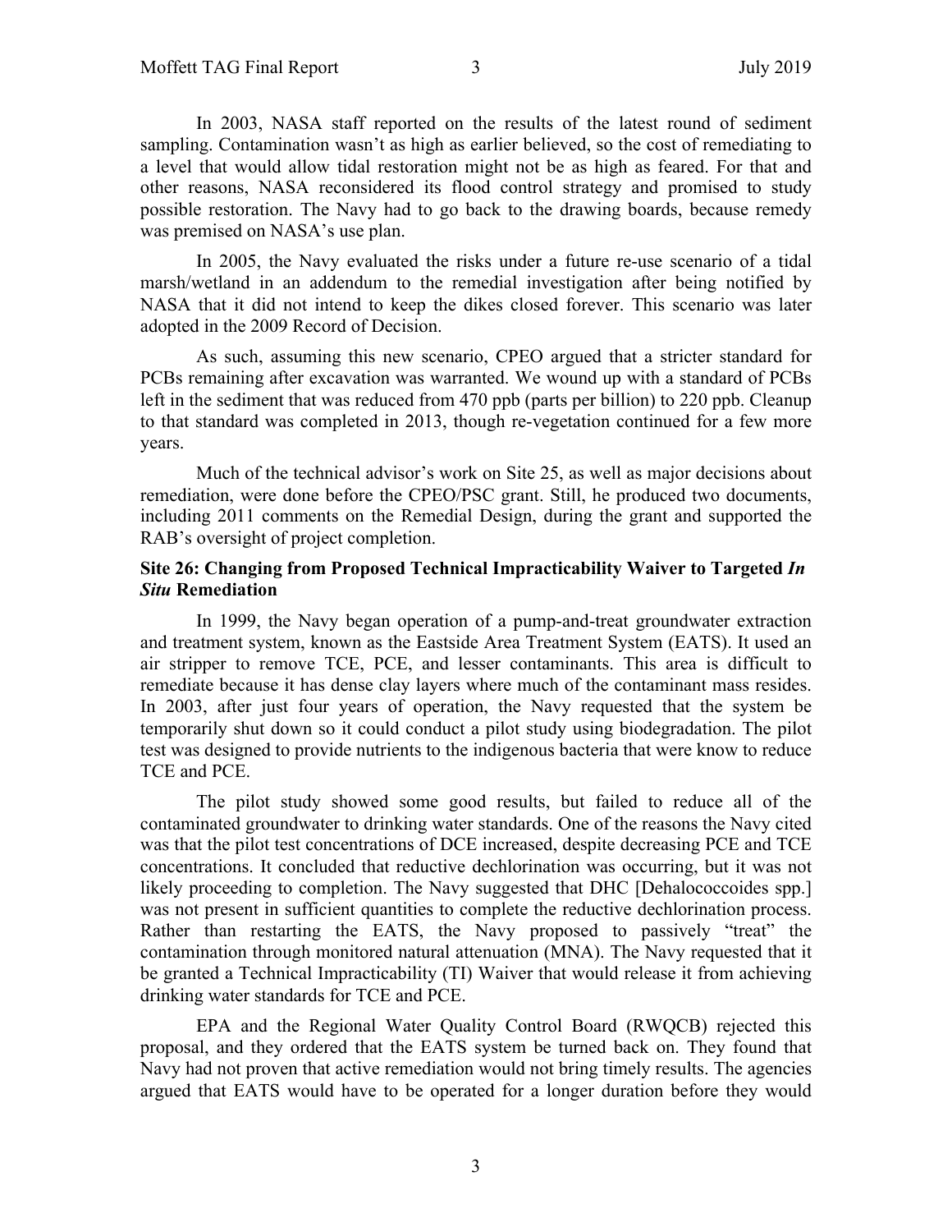In 2003, NASA staff reported on the results of the latest round of sediment sampling. Contamination wasn't as high as earlier believed, so the cost of remediating to a level that would allow tidal restoration might not be as high as feared. For that and other reasons, NASA reconsidered its flood control strategy and promised to study possible restoration. The Navy had to go back to the drawing boards, because remedy was premised on NASA's use plan.

In 2005, the Navy evaluated the risks under a future re-use scenario of a tidal marsh/wetland in an addendum to the remedial investigation after being notified by NASA that it did not intend to keep the dikes closed forever. This scenario was later adopted in the 2009 Record of Decision.

As such, assuming this new scenario, CPEO argued that a stricter standard for PCBs remaining after excavation was warranted. We wound up with a standard of PCBs left in the sediment that was reduced from 470 ppb (parts per billion) to 220 ppb. Cleanup to that standard was completed in 2013, though re-vegetation continued for a few more years.

Much of the technical advisor's work on Site 25, as well as major decisions about remediation, were done before the CPEO/PSC grant. Still, he produced two documents, including 2011 comments on the Remedial Design, during the grant and supported the RAB's oversight of project completion.

### Site 26: Changing from Proposed Technical Impracticability Waiver to Targeted *In Situ* Remediation

In 1999, the Navy began operation of a pump-and-treat groundwater extraction and treatment system, known as the Eastside Area Treatment System (EATS). It used an air stripper to remove TCE, PCE, and lesser contaminants. This area is difficult to remediate because it has dense clay layers where much of the contaminant mass resides. In 2003, after just four years of operation, the Navy requested that the system be temporarily shut down so it could conduct a pilot study using biodegradation. The pilot test was designed to provide nutrients to the indigenous bacteria that were know to reduce TCE and PCE.

The pilot study showed some good results, but failed to reduce all of the contaminated groundwater to drinking water standards. One of the reasons the Navy cited was that the pilot test concentrations of DCE increased, despite decreasing PCE and TCE concentrations. It concluded that reductive dechlorination was occurring, but it was not likely proceeding to completion. The Navy suggested that DHC [Dehalococcoides spp.] was not present in sufficient quantities to complete the reductive dechlorination process. Rather than restarting the EATS, the Navy proposed to passively "treat" the contamination through monitored natural attenuation (MNA). The Navy requested that it be granted a Technical Impracticability (TI) Waiver that would release it from achieving drinking water standards for TCE and PCE.

EPA and the Regional Water Quality Control Board (RWQCB) rejected this proposal, and they ordered that the EATS system be turned back on. They found that Navy had not proven that active remediation would not bring timely results. The agencies argued that EATS would have to be operated for a longer duration before they would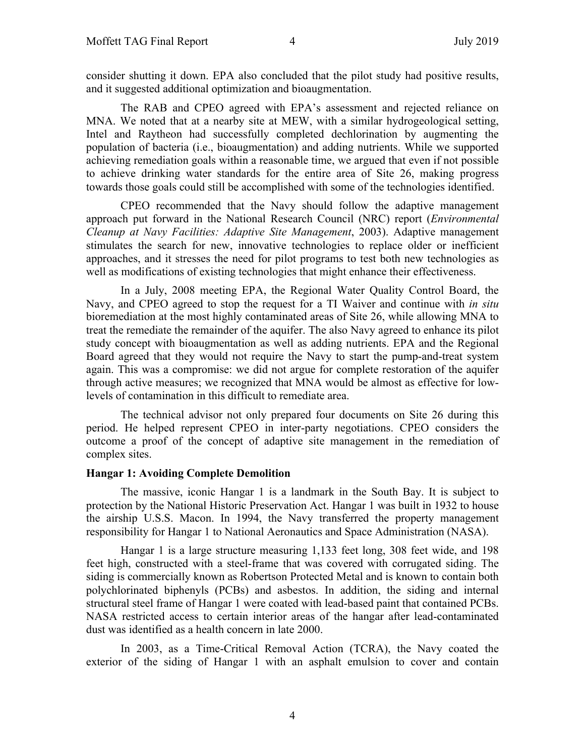consider shutting it down. EPA also concluded that the pilot study had positive results, and it suggested additional optimization and bioaugmentation.

The RAB and CPEO agreed with EPA's assessment and rejected reliance on MNA. We noted that at a nearby site at MEW, with a similar hydrogeological setting, Intel and Raytheon had successfully completed dechlorination by augmenting the population of bacteria (i.e., bioaugmentation) and adding nutrients. While we supported achieving remediation goals within a reasonable time, we argued that even if not possible to achieve drinking water standards for the entire area of Site 26, making progress towards those goals could still be accomplished with some of the technologies identified.

CPEO recommended that the Navy should follow the adaptive management approach put forward in the National Research Council (NRC) report (*Environmental Cleanup at Navy Facilities: Adaptive Site Management*, 2003). Adaptive management stimulates the search for new, innovative technologies to replace older or inefficient approaches, and it stresses the need for pilot programs to test both new technologies as well as modifications of existing technologies that might enhance their effectiveness.

In a July, 2008 meeting EPA, the Regional Water Quality Control Board, the Navy, and CPEO agreed to stop the request for a TI Waiver and continue with *in situ* bioremediation at the most highly contaminated areas of Site 26, while allowing MNA to treat the remediate the remainder of the aquifer. The also Navy agreed to enhance its pilot study concept with bioaugmentation as well as adding nutrients. EPA and the Regional Board agreed that they would not require the Navy to start the pump-and-treat system again. This was a compromise: we did not argue for complete restoration of the aquifer through active measures; we recognized that MNA would be almost as effective for low-levels of contamination in this difficult to remediate area.

The technical advisor not only prepared four documents on Site 26 during this period. He helped represent CPEO in inter-party negotiations. CPEO considers the outcome a proof of the concept of adaptive site management in the remediation of complex sites.

**Hangar 1: Avoiding Complete Demolition**

The massive, iconic Hangar 1 is a landmark in the South Bay. It is subject to protection by the National Historic Preservation Act. Hangar 1 was built in 1932 to house the airship U.S.S. Macon. In 1994, the Navy transferred the property management responsibility for Hangar 1 to National Aeronautics and Space Administration (NASA).

Hangar 1 is a large structure measuring 1,133 feet long, 308 feet wide, and 198 feet high, constructed with a steel-frame that was covered with corrugated siding. The siding is commercially known as Robertson Protected Metal and is known to contain both polychlorinated biphenyls (PCBs) and asbestos. In addition, the siding and internal structural steel frame of Hangar 1 were coated with lead-based paint that contained PCBs. NASA restricted access to certain interior areas of the hangar after lead-contaminated dust was identified as a health concern in late 2000.

In 2003, as a Time-Critical Removal Action (TCRA), the Navy coated the exterior of the siding of Hangar 1 with an asphalt emulsion to cover and contain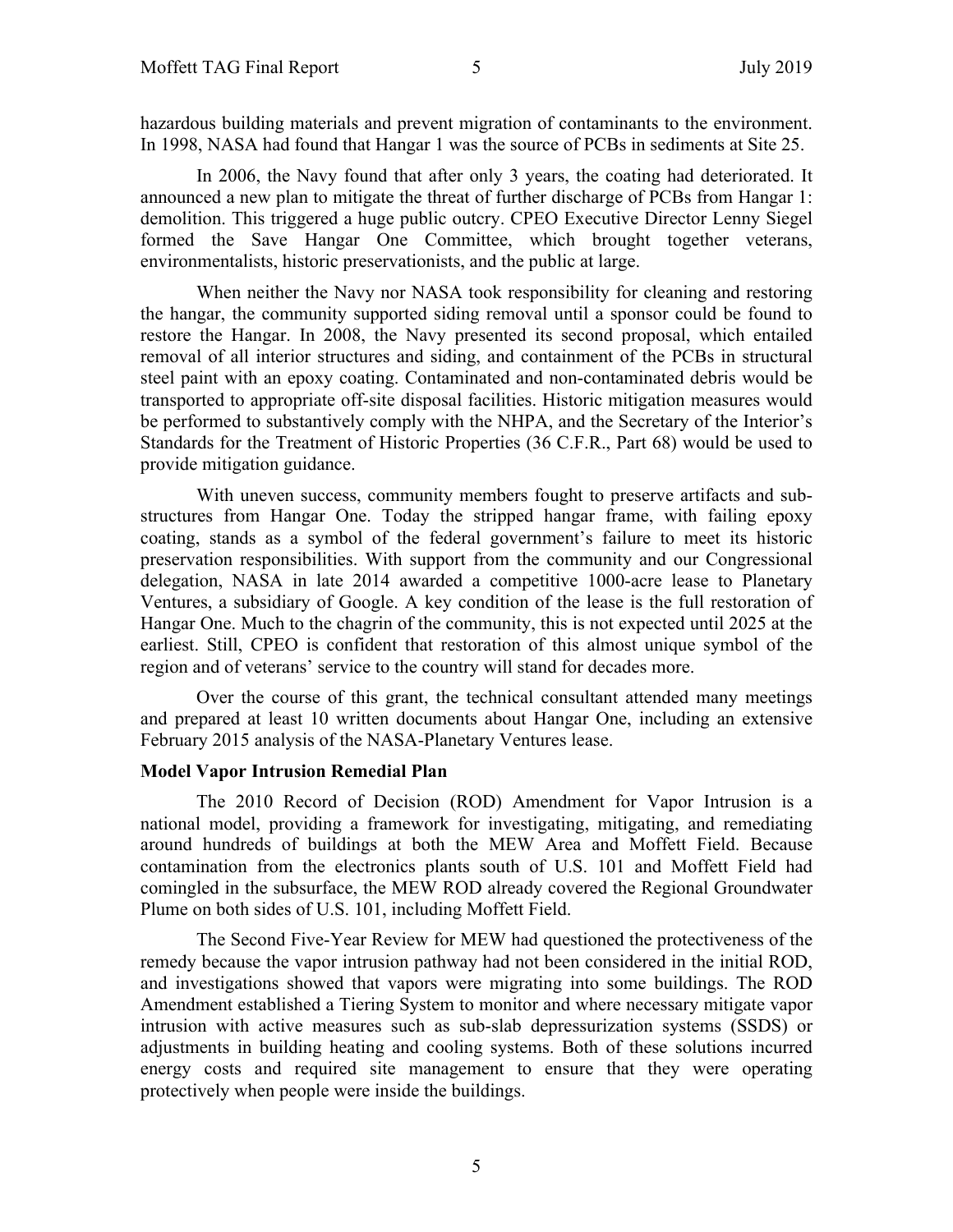hazardous building materials and prevent migration of contaminants to the environment. In 1998, NASA had found that Hangar 1 was the source of PCBs in sediments at Site 25.

In 2006, the Navy found that after only 3 years, the coating had deteriorated. It announced a new plan to mitigate the threat of further discharge of PCBs from Hangar 1: demolition. This triggered a huge public outcry. CPEO Executive Director Lenny Siegel formed the Save Hangar One Committee, which brought together veterans, environmentalists, historic preservationists, and the public at large.

When neither the Navy nor NASA took responsibility for cleaning and restoring the hangar, the community supported siding removal until a sponsor could be found to restore the Hangar. In 2008, the Navy presented its second proposal, which entailed removal of all interior structures and siding, and containment of the PCBs in structural steel paint with an epoxy coating. Contaminated and non-contaminated debris would be transported to appropriate off-site disposal facilities. Historic mitigation measures would be performed to substantively comply with the NHPA, and the Secretary of the Interior's Standards for the Treatment of Historic Properties (36 C.F.R., Part 68) would be used to provide mitigation guidance.

With uneven success, community members fought to preserve artifacts and sub-structures from Hangar One. Today the stripped hangar frame, with failing epoxy coating, stands as a symbol of the federal government's failure to meet its historic preservation responsibilities. With support from the community and our Congressional delegation, NASA in late 2014 awarded a competitive 1000-acre lease to Planetary Ventures, a subsidiary of Google. A key condition of the lease is the full restoration of Hangar One. Much to the chagrin of the community, this is not expected until 2025 at the earliest. Still, CPEO is confident that restoration of this almost unique symbol of the region and of veterans' service to the country will stand for decades more.

Over the course of this grant, the technical consultant attended many meetings and prepared at least 10 written documents about Hangar One, including an extensive February 2015 analysis of the NASA-Planetary Ventures lease.

**Model Vapor Intrusion Remedial Plan**

The 2010 Record of Decision (ROD) Amendment for Vapor Intrusion is a national model, providing a framework for investigating, mitigating, and remediating around hundreds of buildings at both the MEW Area and Moffett Field. Because contamination from the electronics plants south of U.S. 101 and Moffett Field had comingled in the subsurface, the MEW ROD already covered the Regional Groundwater Plume on both sides of U.S. 101, including Moffett Field.

The Second Five-Year Review for MEW had questioned the protectiveness of the remedy because the vapor intrusion pathway had not been considered in the initial ROD, and investigations showed that vapors were migrating into some buildings. The ROD Amendment established a Tiering System to monitor and where necessary mitigate vapor intrusion with active measures such as sub-slab depressurization systems (SSDS) or adjustments in building heating and cooling systems. Both of these solutions incurred energy costs and required site management to ensure that they were operating protectively when people were inside the buildings.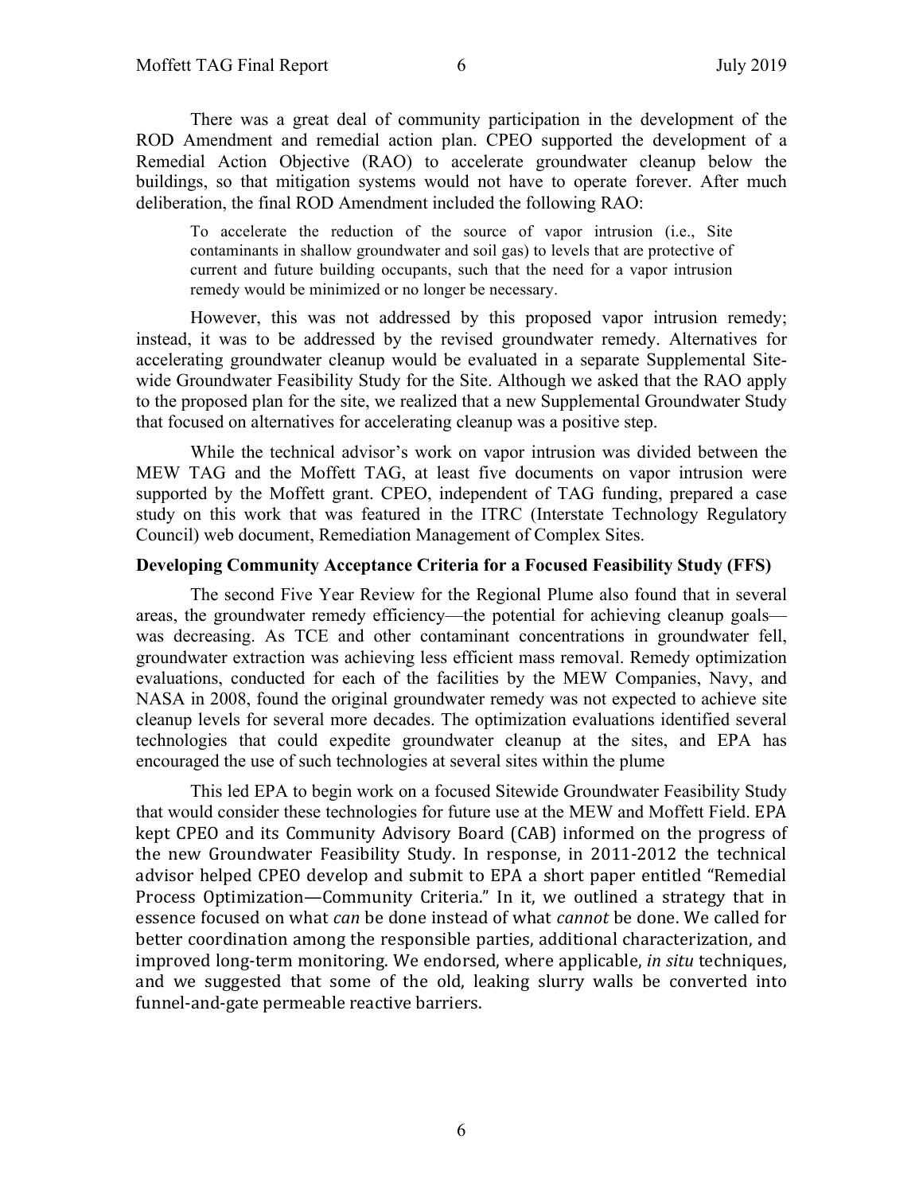There was a great deal of community participation in the development of the ROD Amendment and remedial action plan. CPEO supported the development of a Remedial Action Objective (RAO) to accelerate groundwater cleanup below the buildings, so that mitigation systems would not have to operate forever. After much deliberation, the final ROD Amendment included the following RAO:

> To accelerate the reduction of the source of vapor intrusion (i.e., Site contaminants in shallow groundwater and soil gas) to levels that are protective of current and future building occupants, such that the need for a vapor intrusion remedy would be minimized or no longer be necessary.

However, this was not addressed by this proposed vapor intrusion remedy; instead, it was to be addressed by the revised groundwater remedy. Alternatives for accelerating groundwater cleanup would be evaluated in a separate Supplemental Site-wide Groundwater Feasibility Study for the Site. Although we asked that the RAO apply to the proposed plan for the site, we realized that a new Supplemental Groundwater Study that focused on alternatives for accelerating cleanup was a positive step.

While the technical advisor's work on vapor intrusion was divided between the MEW TAG and the Moffett TAG, at least five documents on vapor intrusion were supported by the Moffett grant. CPEO, independent of TAG funding, prepared a case study on this work that was featured in the ITRC (Interstate Technology Regulatory Council) web document, Remediation Management of Complex Sites.

### Developing Community Acceptance Criteria for a Focused Feasibility Study (FFS)

The second Five Year Review for the Regional Plume also found that in several areas, the groundwater remedy efficiency—the potential for achieving cleanup goals—was decreasing. As TCE and other contaminant concentrations in groundwater fell, groundwater extraction was achieving less efficient mass removal. Remedy optimization evaluations, conducted for each of the facilities by the MEW Companies, Navy, and NASA in 2008, found the original groundwater remedy was not expected to achieve site cleanup levels for several more decades. The optimization evaluations identified several technologies that could expedite groundwater cleanup at the sites, and EPA has encouraged the use of such technologies at several sites within the plume

This led EPA to begin work on a focused Sitewide Groundwater Feasibility Study that would consider these technologies for future use at the MEW and Moffett Field. EPA kept CPEO and its Community Advisory Board (CAB) informed on the progress of the new Groundwater Feasibility Study. In response, in 2011-2012 the technical advisor helped CPEO develop and submit to EPA a short paper entitled "Remedial Process Optimization—Community Criteria." In it, we outlined a strategy that in essence focused on what *can* be done instead of what *cannot* be done. We called for better coordination among the responsible parties, additional characterization, and improved long-term monitoring. We endorsed, where applicable, *in situ* techniques, and we suggested that some of the old, leaking slurry walls be converted into funnel-and-gate permeable reactive barriers.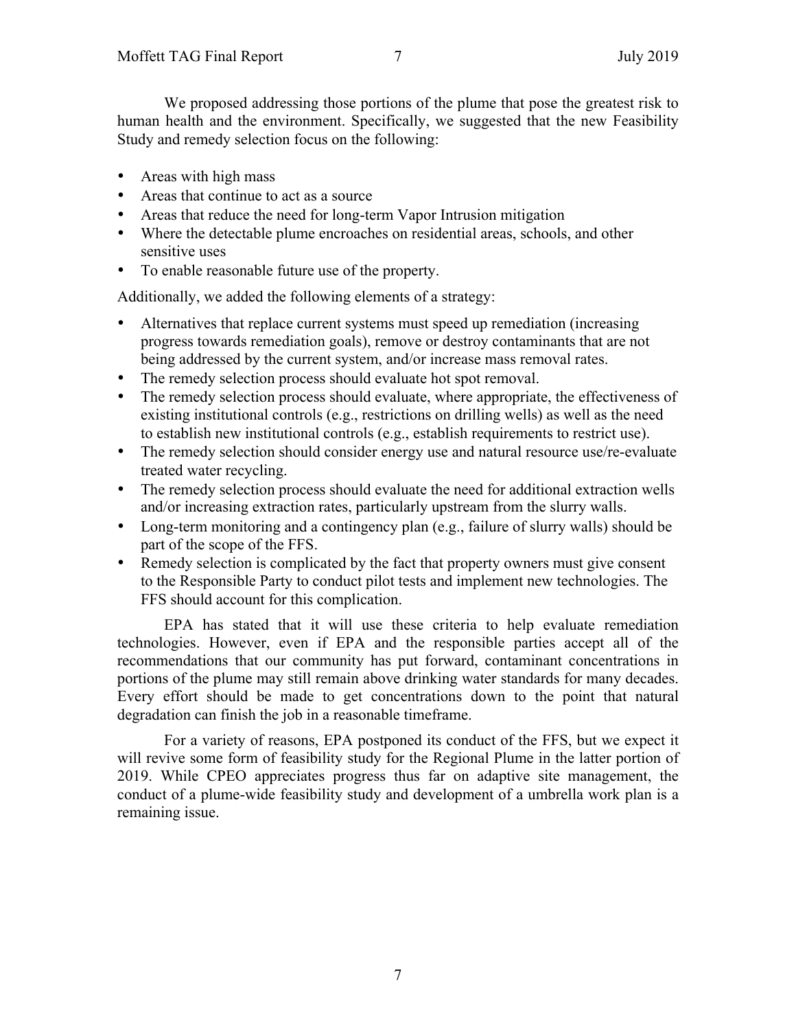We proposed addressing those portions of the plume that pose the greatest risk to human health and the environment. Specifically, we suggested that the new Feasibility Study and remedy selection focus on the following:

- Areas with high mass
- Areas that continue to act as a source
- Areas that reduce the need for long-term Vapor Intrusion mitigation
- Where the detectable plume encroaches on residential areas, schools, and other sensitive uses
- To enable reasonable future use of the property.

Additionally, we added the following elements of a strategy:

- Alternatives that replace current systems must speed up remediation (increasing progress towards remediation goals), remove or destroy contaminants that are not being addressed by the current system, and/or increase mass removal rates.
- The remedy selection process should evaluate hot spot removal.
- The remedy selection process should evaluate, where appropriate, the effectiveness of existing institutional controls (e.g., restrictions on drilling wells) as well as the need to establish new institutional controls (e.g., establish requirements to restrict use).
- The remedy selection should consider energy use and natural resource use/re-evaluate treated water recycling.
- The remedy selection process should evaluate the need for additional extraction wells and/or increasing extraction rates, particularly upstream from the slurry walls.
- Long-term monitoring and a contingency plan (e.g., failure of slurry walls) should be part of the scope of the FFS.
- Remedy selection is complicated by the fact that property owners must give consent to the Responsible Party to conduct pilot tests and implement new technologies. The FFS should account for this complication.

EPA has stated that it will use these criteria to help evaluate remediation technologies. However, even if EPA and the responsible parties accept all of the recommendations that our community has put forward, contaminant concentrations in portions of the plume may still remain above drinking water standards for many decades. Every effort should be made to get concentrations down to the point that natural degradation can finish the job in a reasonable timeframe.

For a variety of reasons, EPA postponed its conduct of the FFS, but we expect it will revive some form of feasibility study for the Regional Plume in the latter portion of 2019. While CPEO appreciates progress thus far on adaptive site management, the conduct of a plume-wide feasibility study and development of a umbrella work plan is a remaining issue.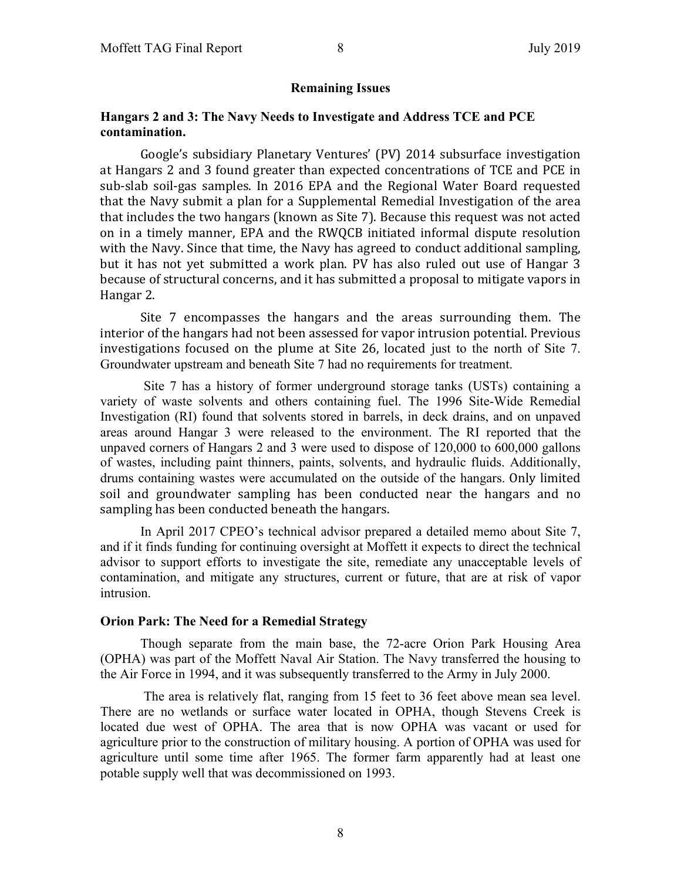## Remaining Issues

### Hangars 2 and 3: The Navy Needs to Investigate and Address TCE and PCE contamination.

Google's subsidiary Planetary Ventures' (PV) 2014 subsurface investigation at Hangars 2 and 3 found greater than expected concentrations of TCE and PCE in sub-slab soil-gas samples. In 2016 EPA and the Regional Water Board requested that the Navy submit a plan for a Supplemental Remedial Investigation of the area that includes the two hangars (known as Site 7). Because this request was not acted on in a timely manner, EPA and the RWQCB initiated informal dispute resolution with the Navy. Since that time, the Navy has agreed to conduct additional sampling, but it has not yet submitted a work plan. PV has also ruled out use of Hangar 3 because of structural concerns, and it has submitted a proposal to mitigate vapors in Hangar 2.

Site 7 encompasses the hangars and the areas surrounding them. The interior of the hangars had not been assessed for vapor intrusion potential. Previous investigations focused on the plume at Site 26, located just to the north of Site 7. Groundwater upstream and beneath Site 7 had no requirements for treatment.

Site 7 has a history of former underground storage tanks (USTs) containing a variety of waste solvents and others containing fuel. The 1996 Site-Wide Remedial Investigation (RI) found that solvents stored in barrels, in deck drains, and on unpaved areas around Hangar 3 were released to the environment. The RI reported that the unpaved corners of Hangars 2 and 3 were used to dispose of 120,000 to 600,000 gallons of wastes, including paint thinners, paints, solvents, and hydraulic fluids. Additionally, drums containing wastes were accumulated on the outside of the hangars. Only limited soil and groundwater sampling has been conducted near the hangars and no sampling has been conducted beneath the hangars.

In April 2017 CPEO's technical advisor prepared a detailed memo about Site 7, and if it finds funding for continuing oversight at Moffett it expects to direct the technical advisor to support efforts to investigate the site, remediate any unacceptable levels of contamination, and mitigate any structures, current or future, that are at risk of vapor intrusion.

### Orion Park: The Need for a Remedial Strategy

Though separate from the main base, the 72-acre Orion Park Housing Area (OPHA) was part of the Moffett Naval Air Station. The Navy transferred the housing to the Air Force in 1994, and it was subsequently transferred to the Army in July 2000.

The area is relatively flat, ranging from 15 feet to 36 feet above mean sea level. There are no wetlands or surface water located in OPHA, though Stevens Creek is located due west of OPHA. The area that is now OPHA was vacant or used for agriculture prior to the construction of military housing. A portion of OPHA was used for agriculture until some time after 1965. The former farm apparently had at least one potable supply well that was decommissioned on 1993.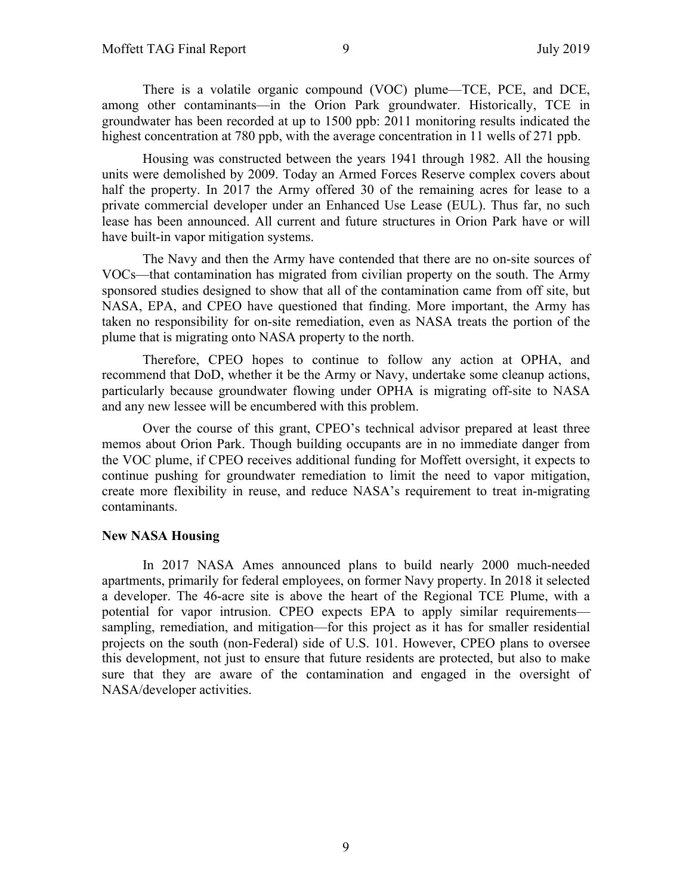There is a volatile organic compound (VOC) plume—TCE, PCE, and DCE, among other contaminants—in the Orion Park groundwater. Historically, TCE in groundwater has been recorded at up to 1500 ppb: 2011 monitoring results indicated the highest concentration at 780 ppb, with the average concentration in 11 wells of 271 ppb.

Housing was constructed between the years 1941 through 1982. All the housing units were demolished by 2009. Today an Armed Forces Reserve complex covers about half the property. In 2017 the Army offered 30 of the remaining acres for lease to a private commercial developer under an Enhanced Use Lease (EUL). Thus far, no such lease has been announced. All current and future structures in Orion Park have or will have built-in vapor mitigation systems.

The Navy and then the Army have contended that there are no on-site sources of VOCs—that contamination has migrated from civilian property on the south. The Army sponsored studies designed to show that all of the contamination came from off site, but NASA, EPA, and CPEO have questioned that finding. More important, the Army has taken no responsibility for on-site remediation, even as NASA treats the portion of the plume that is migrating onto NASA property to the north.

Therefore, CPEO hopes to continue to follow any action at OPHA, and recommend that DoD, whether it be the Army or Navy, undertake some cleanup actions, particularly because groundwater flowing under OPHA is migrating off-site to NASA and any new lessee will be encumbered with this problem.

Over the course of this grant, CPEO's technical advisor prepared at least three memos about Orion Park. Though building occupants are in no immediate danger from the VOC plume, if CPEO receives additional funding for Moffett oversight, it expects to continue pushing for groundwater remediation to limit the need to vapor mitigation, create more flexibility in reuse, and reduce NASA's requirement to treat in-migrating contaminants.

**New NASA Housing**

In 2017 NASA Ames announced plans to build nearly 2000 much-needed apartments, primarily for federal employees, on former Navy property. In 2018 it selected a developer. The 46-acre site is above the heart of the Regional TCE Plume, with a potential for vapor intrusion. CPEO expects EPA to apply similar requirements—sampling, remediation, and mitigation—for this project as it has for smaller residential projects on the south (non-Federal) side of U.S. 101. However, CPEO plans to oversee this development, not just to ensure that future residents are protected, but also to make sure that they are aware of the contamination and engaged in the oversight of NASA/developer activities.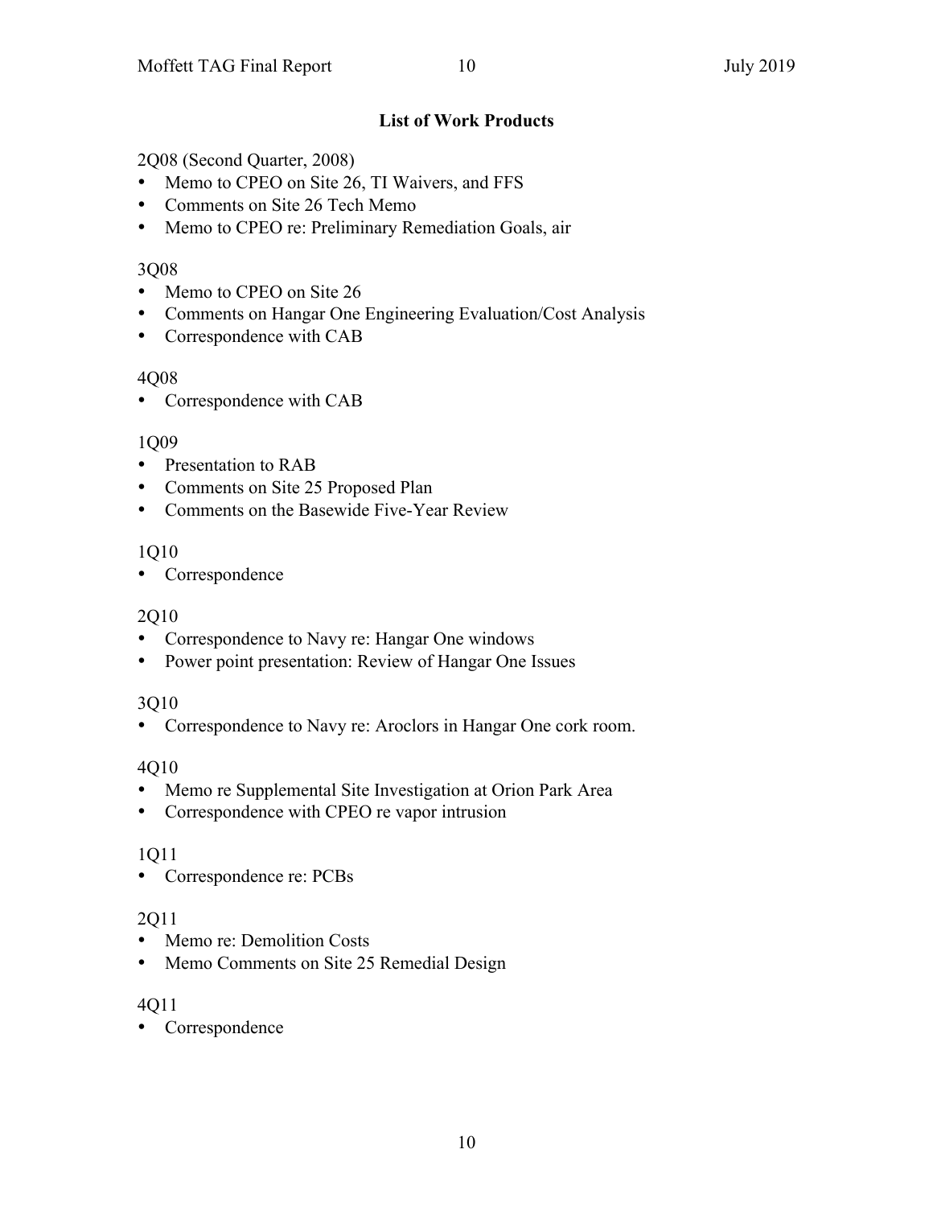## List of Work Products

2Q08 (Second Quarter, 2008)

- Memo to CPEO on Site 26, TI Waivers, and FFS
- Comments on Site 26 Tech Memo
- Memo to CPEO re: Preliminary Remediation Goals, air

3Q08

- Memo to CPEO on Site 26
- Comments on Hangar One Engineering Evaluation/Cost Analysis
- Correspondence with CAB

4Q08

- Correspondence with CAB

1Q09

- Presentation to RAB
- Comments on Site 25 Proposed Plan
- Comments on the Basewide Five-Year Review

1Q10

- Correspondence

2Q10

- Correspondence to Navy re: Hangar One windows
- Power point presentation: Review of Hangar One Issues

3Q10

- Correspondence to Navy re: Aroclors in Hangar One cork room.

4Q10

- Memo re Supplemental Site Investigation at Orion Park Area
- Correspondence with CPEO re vapor intrusion

1Q11

- Correspondence re: PCBs

2Q11

- Memo re: Demolition Costs
- Memo Comments on Site 25 Remedial Design

4Q11

- Correspondence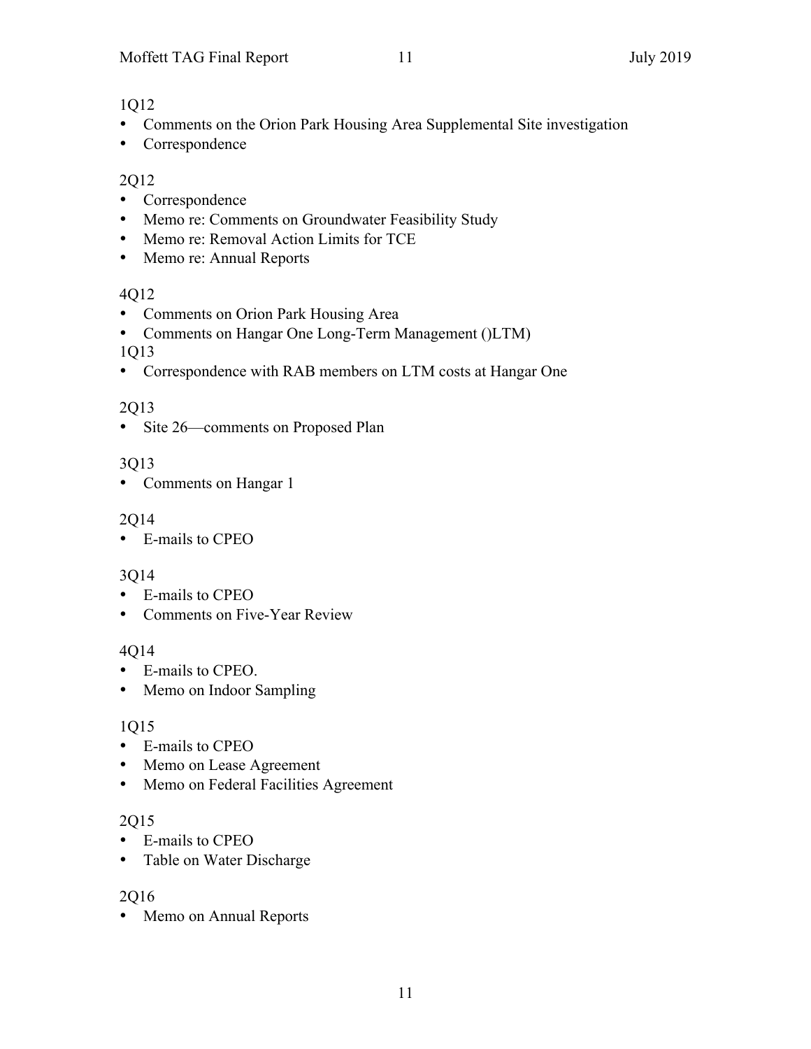1Q12

- Comments on the Orion Park Housing Area Supplemental Site investigation
- Correspondence

2Q12

- Correspondence
- Memo re: Comments on Groundwater Feasibility Study
- Memo re: Removal Action Limits for TCE
- Memo re: Annual Reports

4Q12

- Comments on Orion Park Housing Area
- Comments on Hangar One Long-Term Management ()LTM)

1Q13

- Correspondence with RAB members on LTM costs at Hangar One

2Q13

- Site 26—comments on Proposed Plan

3Q13

- Comments on Hangar 1

2Q14

- E-mails to CPEO

3Q14

- E-mails to CPEO
- Comments on Five-Year Review

4Q14

- E-mails to CPEO.
- Memo on Indoor Sampling

1Q15

- E-mails to CPEO
- Memo on Lease Agreement
- Memo on Federal Facilities Agreement

2Q15

- E-mails to CPEO
- Table on Water Discharge

2Q16

- Memo on Annual Reports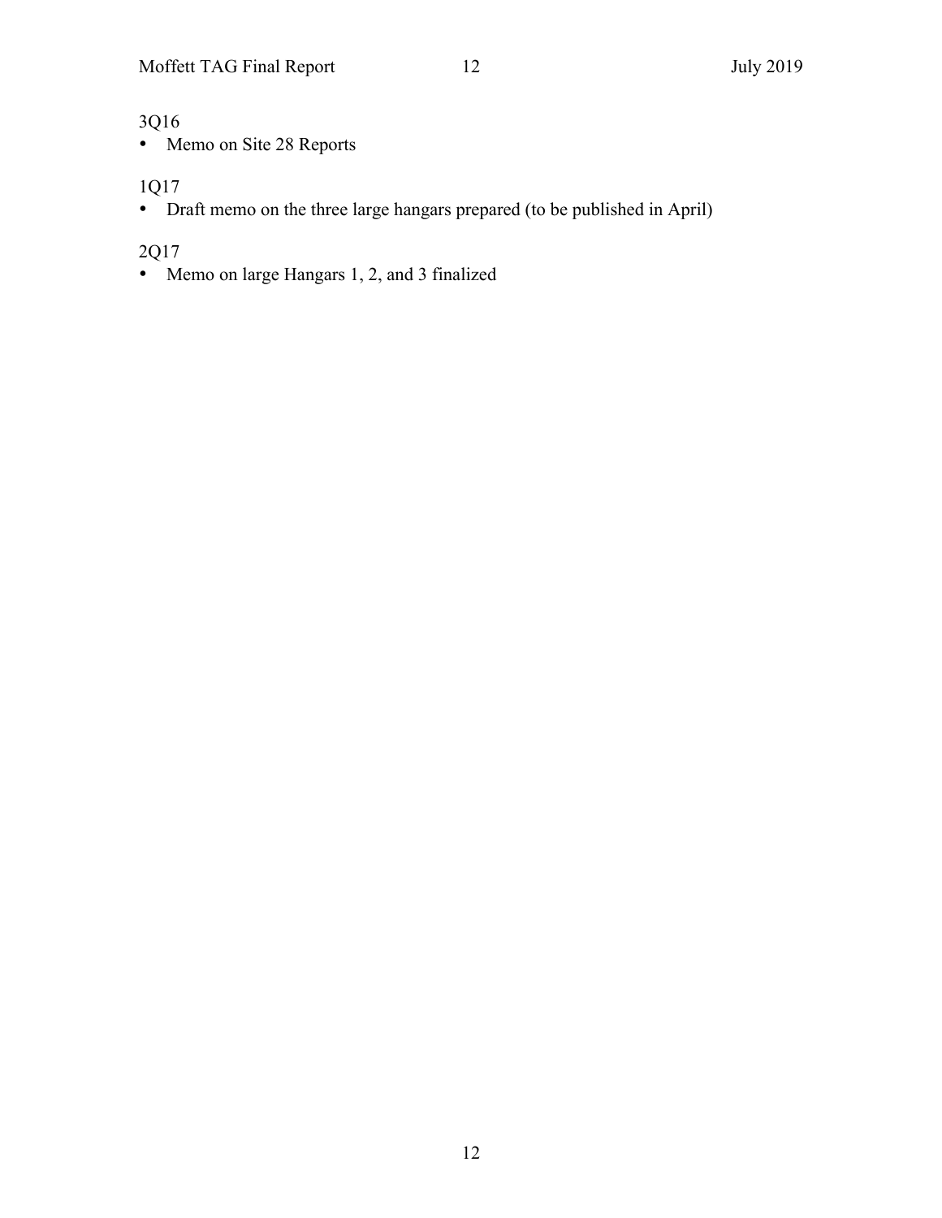3Q16

- Memo on Site 28 Reports

1Q17

- Draft memo on the three large hangars prepared (to be published in April)

2Q17

- Memo on large Hangars 1, 2, and 3 finalized